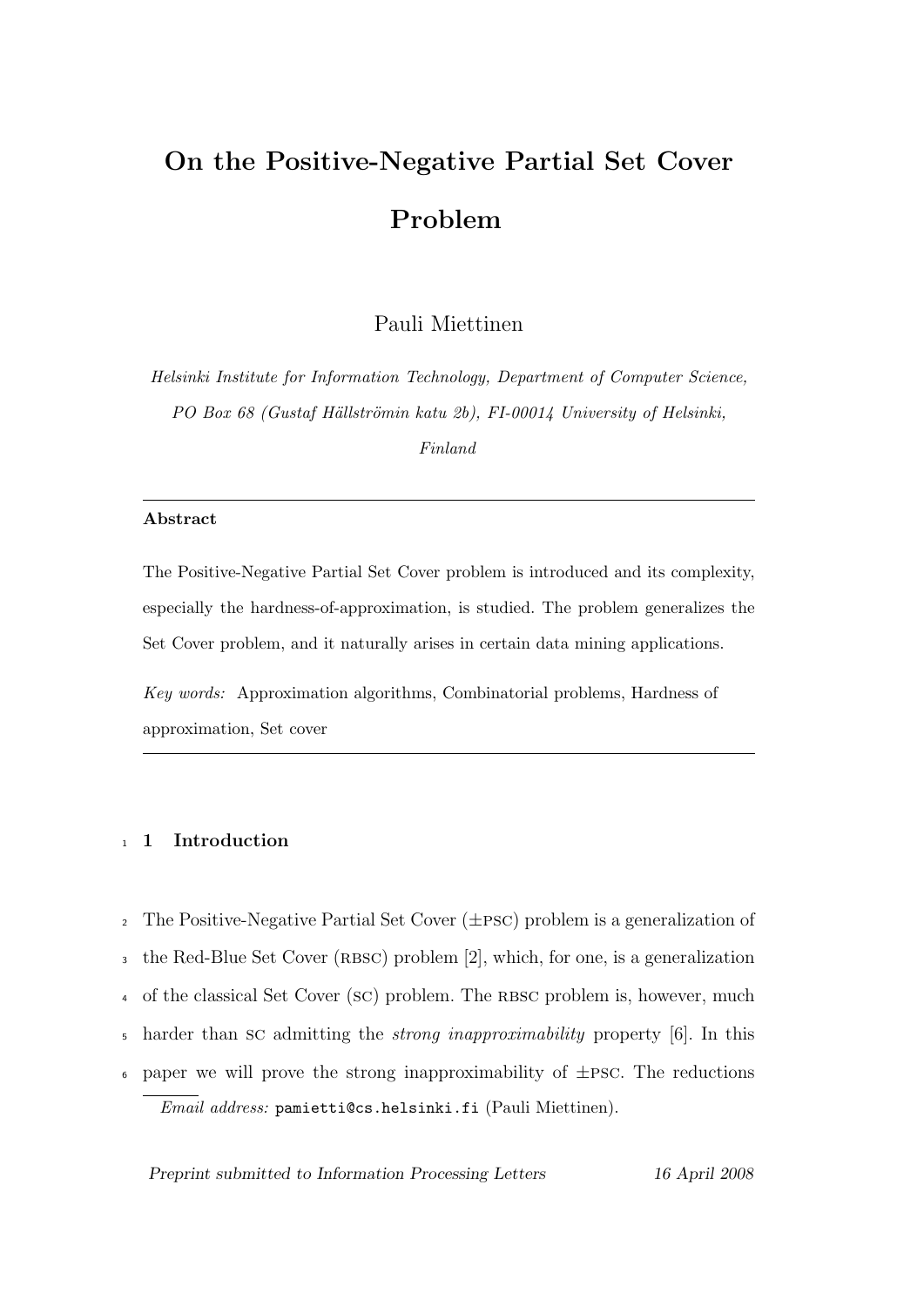# On the Positive-Negative Partial Set Cover Problem

Pauli Miettinen

*Helsinki Institute for Information Technology, Department of Computer Science, PO Box 68 (Gustaf Hällströmin katu 2b), FI-00014 University of Helsinki, Finland*

---

**Abstract**

The Positive-Negative Partial Set Cover problem is introduced and its complexity, especially the hardness-of-approximation, is studied. The problem generalizes the Set Cover problem, and it naturally arises in certain data mining applications.

*Key words:* Approximation algorithms, Combinatorial problems, Hardness of approximation, Set cover

---

## 1 Introduction

The Positive-Negative Partial Set Cover ($\pm$PSC) problem is a generalization of the Red-Blue Set Cover (RBSC) problem [2], which, for one, is a generalization of the classical Set Cover (SC) problem. The RBSC problem is, however, much harder than SC admitting the *strong inapproximability* property [6]. In this paper we will prove the strong inapproximability of $\pm$PSC. The reductions

*Email address:* pamietti@cs.helsinki.fi (Pauli Miettinen).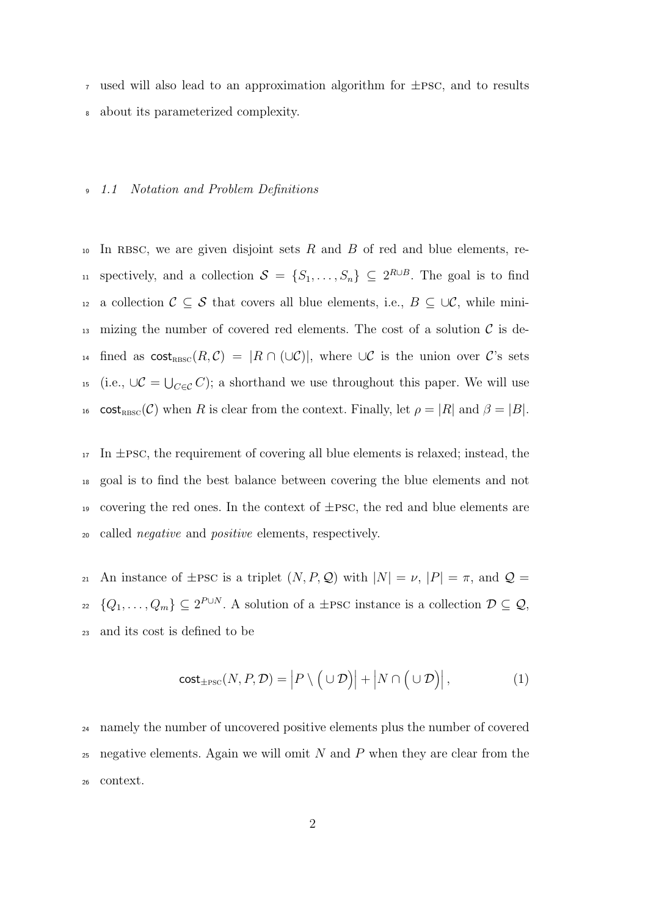used will also lead to an approximation algorithm for ±PSC, and to results about its parameterized complexity.

### 1.1 *Notation and Problem Definitions*

In RBSC, we are given disjoint sets $R$ and $B$ of red and blue elements, respectively, and a collection $\mathcal{S} = \{S_1, \ldots, S_n\} \subseteq 2^{R \cup B}$. The goal is to find a collection $\mathcal{C} \subseteq \mathcal{S}$ that covers all blue elements, i.e., $B \subseteq \cup\mathcal{C}$, while minimizing the number of covered red elements. The cost of a solution $\mathcal{C}$ is defined as $\mathsf{cost}_{\text{RBSC}}(R, \mathcal{C}) = |R \cap (\cup\mathcal{C})|$, where $\cup\mathcal{C}$ is the union over $\mathcal{C}$'s sets (i.e., $\cup\mathcal{C} = \bigcup_{C \in \mathcal{C}} C$); a shorthand we use throughout this paper. We will use $\mathsf{cost}_{\text{RBSC}}(\mathcal{C})$ when $R$ is clear from the context. Finally, let $\rho = |R|$ and $\beta = |B|$.

In ±PSC, the requirement of covering all blue elements is relaxed; instead, the goal is to find the best balance between covering the blue elements and not covering the red ones. In the context of ±PSC, the red and blue elements are called *negative* and *positive* elements, respectively.

An instance of ±PSC is a triplet $(N, P, \mathcal{Q})$ with $|N| = \nu$, $|P| = \pi$, and $\mathcal{Q} = \{Q_1, \ldots, Q_m\} \subseteq 2^{P \cup N}$. A solution of a ±PSC instance is a collection $\mathcal{D} \subseteq \mathcal{Q}$, and its cost is defined to be

$$\mathsf{cost}_{\pm\text{PSC}}(N, P, \mathcal{D}) = \Big|P \setminus \Big(\cup\,\mathcal{D}\Big)\Big| + \Big|N \cap \Big(\cup\,\mathcal{D}\Big)\Big|, \tag{1}$$

namely the number of uncovered positive elements plus the number of covered negative elements. Again we will omit $N$ and $P$ when they are clear from the context.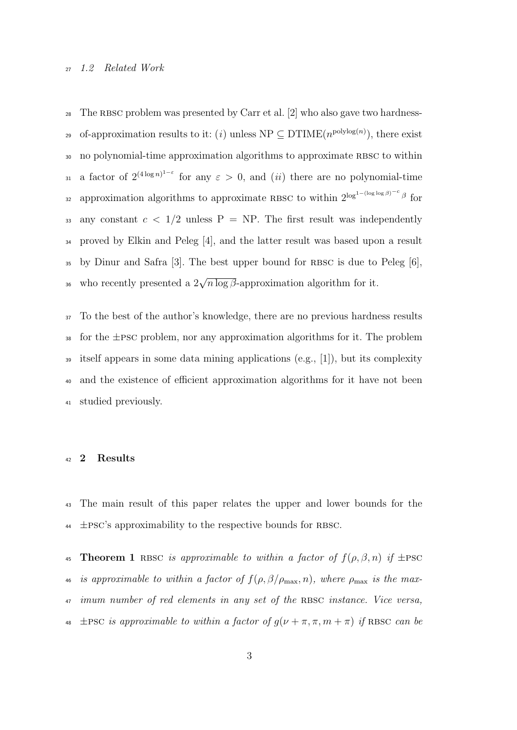### 1.2 Related Work

The RBSC problem was presented by Carr et al. [2] who also gave two hardness-of-approximation results to it: ($i$) unless NP $\subseteq$ DTIME($n^{\text{polylog}(n)}$), there exist no polynomial-time approximation algorithms to approximate RBSC to within a factor of $2^{(4 \log n)^{1-\varepsilon}}$ for any $\varepsilon > 0$, and ($ii$) there are no polynomial-time approximation algorithms to approximate RBSC to within $2^{\log^{1-(\log \log \beta)^{-c}} \beta}$ for any constant $c < 1/2$ unless P = NP. The first result was independently proved by Elkin and Peleg [4], and the latter result was based upon a result by Dinur and Safra [3]. The best upper bound for RBSC is due to Peleg [6], who recently presented a $2\sqrt{n \log \beta}$-approximation algorithm for it.

To the best of the author's knowledge, there are no previous hardness results for the $\pm$PSC problem, nor any approximation algorithms for it. The problem itself appears in some data mining applications (e.g., [1]), but its complexity and the existence of efficient approximation algorithms for it have not been studied previously.

## 2 Results

The main result of this paper relates the upper and lower bounds for the $\pm$PSC's approximability to the respective bounds for RBSC.

**Theorem 1** RBSC *is approximable to within a factor of* $f(\rho, \beta, n)$ *if* $\pm$PSC *is approximable to within a factor of* $f(\rho, \beta/\rho_{\max}, n)$*, where* $\rho_{\max}$ *is the maximum number of red elements in any set of the* RBSC *instance. Vice versa,* $\pm$PSC *is approximable to within a factor of* $g(\nu + \pi, \pi, m + \pi)$ *if* RBSC *can be*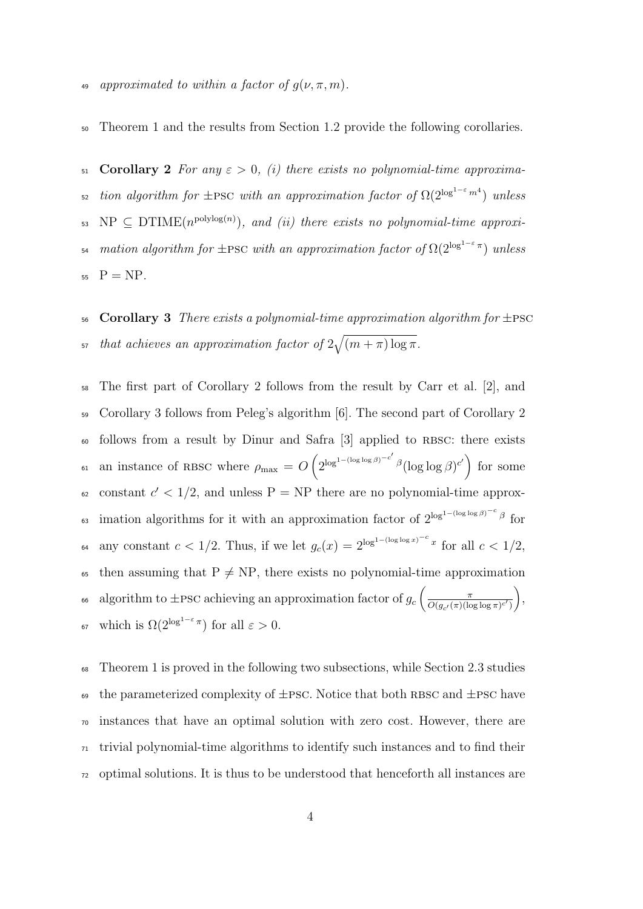approximated to within a factor of $g(\nu, \pi, m)$.

Theorem 1 and the results from Section 1.2 provide the following corollaries.

**Corollary 2** *For any $\varepsilon > 0$, (i) there exists no polynomial-time approximation algorithm for* $\pm$PSC *with an approximation factor of* $\Omega(2^{\log^{1-\varepsilon} m^4})$ *unless* $\mathrm{NP} \subseteq \mathrm{DTIME}(n^{\mathrm{polylog}(n)})$*, and (ii) there exists no polynomial-time approximation algorithm for* $\pm$PSC *with an approximation factor of* $\Omega(2^{\log^{1-\varepsilon} \pi})$ *unless* $\mathrm{P} = \mathrm{NP}$.

**Corollary 3** *There exists a polynomial-time approximation algorithm for* $\pm$PSC *that achieves an approximation factor of* $2\sqrt{(m+\pi)\log \pi}$.

The first part of Corollary 2 follows from the result by Carr et al. [2], and Corollary 3 follows from Peleg's algorithm [6]. The second part of Corollary 2 follows from a result by Dinur and Safra [3] applied to RBSC: there exists an instance of RBSC where $\rho_{\max} = O\left(2^{\log^{1-(\log\log\beta)^{-c'}}\beta}(\log\log\beta)^{c'}\right)$ for some constant $c' < 1/2$, and unless $\mathrm{P} = \mathrm{NP}$ there are no polynomial-time approximation algorithms for it with an approximation factor of $2^{\log^{1-(\log\log\beta)^{-c}}\beta}$ for any constant $c < 1/2$. Thus, if we let $g_c(x) = 2^{\log^{1-(\log\log x)^{-c}} x}$ for all $c < 1/2$, then assuming that $\mathrm{P} \neq \mathrm{NP}$, there exists no polynomial-time approximation algorithm to $\pm$PSC achieving an approximation factor of $g_c\left(\frac{\pi}{O(g_{c'}(\pi)(\log\log\pi)^{c'})}\right)$, which is $\Omega(2^{\log^{1-\varepsilon}\pi})$ for all $\varepsilon > 0$.

Theorem 1 is proved in the following two subsections, while Section 2.3 studies the parameterized complexity of $\pm$PSC. Notice that both RBSC and $\pm$PSC have instances that have an optimal solution with zero cost. However, there are trivial polynomial-time algorithms to identify such instances and to find their optimal solutions. It is thus to be understood that henceforth all instances are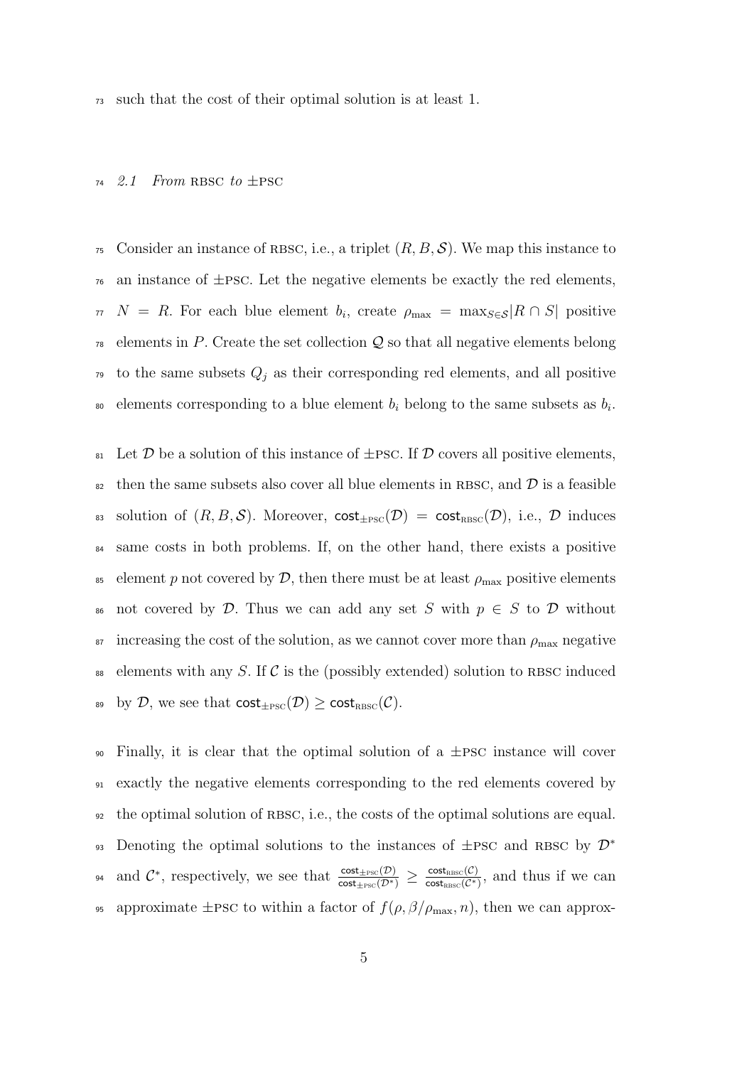such that the cost of their optimal solution is at least 1.

### 2.1 *From* RBSC *to* ±PSC

Consider an instance of RBSC, i.e., a triplet $(R, B, \mathcal{S})$. We map this instance to an instance of ±PSC. Let the negative elements be exactly the red elements, $N = R$. For each blue element $b_i$, create $\rho_{\max} = \max_{S \in \mathcal{S}} |R \cap S|$ positive elements in $P$. Create the set collection $\mathcal{Q}$ so that all negative elements belong to the same subsets $Q_j$ as their corresponding red elements, and all positive elements corresponding to a blue element $b_i$ belong to the same subsets as $b_i$.

Let $\mathcal{D}$ be a solution of this instance of ±PSC. If $\mathcal{D}$ covers all positive elements, then the same subsets also cover all blue elements in RBSC, and $\mathcal{D}$ is a feasible solution of $(R, B, \mathcal{S})$. Moreover, $\mathsf{cost}_{\pm\text{PSC}}(\mathcal{D}) = \mathsf{cost}_{\text{RBSC}}(\mathcal{D})$, i.e., $\mathcal{D}$ induces same costs in both problems. If, on the other hand, there exists a positive element $p$ not covered by $\mathcal{D}$, then there must be at least $\rho_{\max}$ positive elements not covered by $\mathcal{D}$. Thus we can add any set $S$ with $p \in S$ to $\mathcal{D}$ without increasing the cost of the solution, as we cannot cover more than $\rho_{\max}$ negative elements with any $S$. If $\mathcal{C}$ is the (possibly extended) solution to RBSC induced by $\mathcal{D}$, we see that $\mathsf{cost}_{\pm\text{PSC}}(\mathcal{D}) \geq \mathsf{cost}_{\text{RBSC}}(\mathcal{C})$.

Finally, it is clear that the optimal solution of a ±PSC instance will cover exactly the negative elements corresponding to the red elements covered by the optimal solution of RBSC, i.e., the costs of the optimal solutions are equal. Denoting the optimal solutions to the instances of ±PSC and RBSC by $\mathcal{D}^*$ and $\mathcal{C}^*$, respectively, we see that $\frac{\mathsf{cost}_{\pm\text{PSC}}(\mathcal{D})}{\mathsf{cost}_{\pm\text{PSC}}(\mathcal{D}^*)} \geq \frac{\mathsf{cost}_{\text{RBSC}}(\mathcal{C})}{\mathsf{cost}_{\text{RBSC}}(\mathcal{C}^*)}$, and thus if we can approximate ±PSC to within a factor of $f(\rho, \beta/\rho_{\max}, n)$, then we can approx-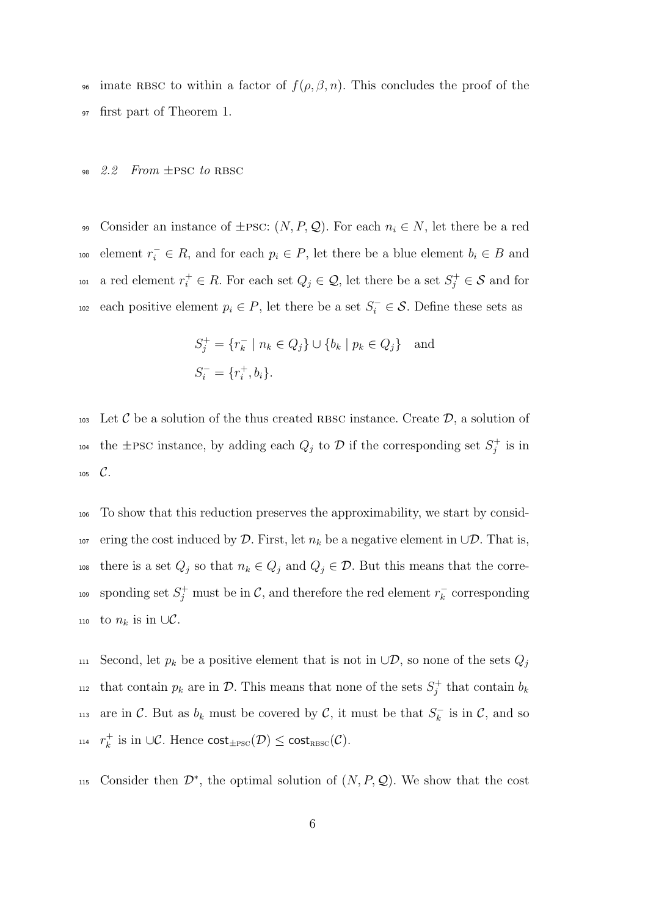imate RBSC to within a factor of $f(\rho, \beta, n)$. This concludes the proof of the first part of Theorem 1.

### *2.2 From ±PSC to RBSC*

Consider an instance of ±PSC: $(N, P, \mathcal{Q})$. For each $n_i \in N$, let there be a red element $r_i^- \in R$, and for each $p_i \in P$, let there be a blue element $b_i \in B$ and a red element $r_i^+ \in R$. For each set $Q_j \in \mathcal{Q}$, let there be a set $S_j^+ \in \mathcal{S}$ and for each positive element $p_i \in P$, let there be a set $S_i^- \in \mathcal{S}$. Define these sets as

$$S_j^+ = \{r_k^- \mid n_k \in Q_j\} \cup \{b_k \mid p_k \in Q_j\} \quad \text{and}$$
$$S_i^- = \{r_i^+, b_i\}.$$

Let $\mathcal{C}$ be a solution of the thus created RBSC instance. Create $\mathcal{D}$, a solution of the ±PSC instance, by adding each $Q_j$ to $\mathcal{D}$ if the corresponding set $S_j^+$ is in $\mathcal{C}$.

To show that this reduction preserves the approximability, we start by considering the cost induced by $\mathcal{D}$. First, let $n_k$ be a negative element in $\cup\mathcal{D}$. That is, there is a set $Q_j$ so that $n_k \in Q_j$ and $Q_j \in \mathcal{D}$. But this means that the corresponding set $S_j^+$ must be in $\mathcal{C}$, and therefore the red element $r_k^-$ corresponding to $n_k$ is in $\cup\mathcal{C}$.

Second, let $p_k$ be a positive element that is not in $\cup\mathcal{D}$, so none of the sets $Q_j$ that contain $p_k$ are in $\mathcal{D}$. This means that none of the sets $S_j^+$ that contain $b_k$ are in $\mathcal{C}$. But as $b_k$ must be covered by $\mathcal{C}$, it must be that $S_k^-$ is in $\mathcal{C}$, and so $r_k^+$ is in $\cup\mathcal{C}$. Hence $\mathsf{cost}_{\pm\text{PSC}}(\mathcal{D}) \leq \mathsf{cost}_{\text{RBSC}}(\mathcal{C})$.

Consider then $\mathcal{D}^*$, the optimal solution of $(N, P, \mathcal{Q})$. We show that the cost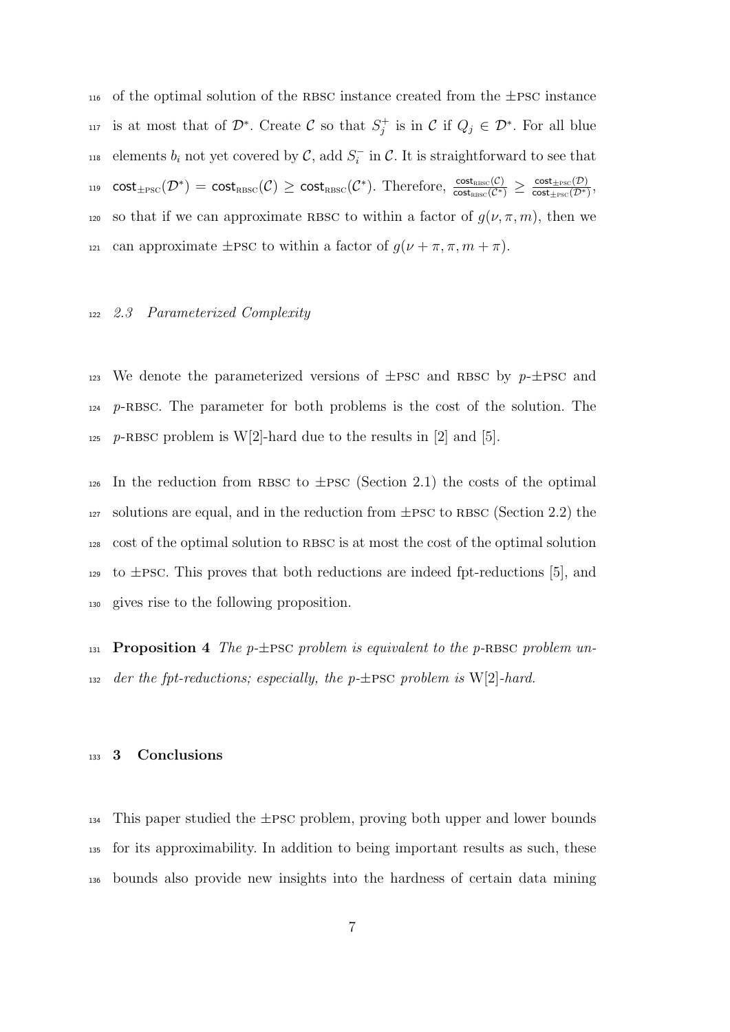of the optimal solution of the RBSC instance created from the ±PSC instance is at most that of $\mathcal{D}^*$. Create $\mathcal{C}$ so that $S_j^+$ is in $\mathcal{C}$ if $Q_j \in \mathcal{D}^*$. For all blue elements $b_i$ not yet covered by $\mathcal{C}$, add $S_i^-$ in $\mathcal{C}$. It is straightforward to see that $\mathsf{cost}_{\pm\text{PSC}}(\mathcal{D}^*) = \mathsf{cost}_{\text{RBSC}}(\mathcal{C}) \geq \mathsf{cost}_{\text{RBSC}}(\mathcal{C}^*)$. Therefore, $\frac{\mathsf{cost}_{\text{RBSC}}(\mathcal{C})}{\mathsf{cost}_{\text{RBSC}}(\mathcal{C}^*)} \geq \frac{\mathsf{cost}_{\pm\text{PSC}}(\mathcal{D})}{\mathsf{cost}_{\pm\text{PSC}}(\mathcal{D}^*)}$, so that if we can approximate RBSC to within a factor of $g(\nu, \pi, m)$, then we can approximate ±PSC to within a factor of $g(\nu + \pi, \pi, m + \pi)$.

### 2.3 Parameterized Complexity

We denote the parameterized versions of ±PSC and RBSC by $p$-±PSC and $p$-RBSC. The parameter for both problems is the cost of the solution. The $p$-RBSC problem is W[2]-hard due to the results in [2] and [5].

In the reduction from RBSC to ±PSC (Section 2.1) the costs of the optimal solutions are equal, and in the reduction from ±PSC to RBSC (Section 2.2) the cost of the optimal solution to RBSC is at most the cost of the optimal solution to ±PSC. This proves that both reductions are indeed fpt-reductions [5], and gives rise to the following proposition.

**Proposition 4** *The $p$-±PSC problem is equivalent to the $p$-RBSC problem under the fpt-reductions; especially, the $p$-±PSC problem is* W[2]*-hard.*

## 3 Conclusions

This paper studied the ±PSC problem, proving both upper and lower bounds for its approximability. In addition to being important results as such, these bounds also provide new insights into the hardness of certain data mining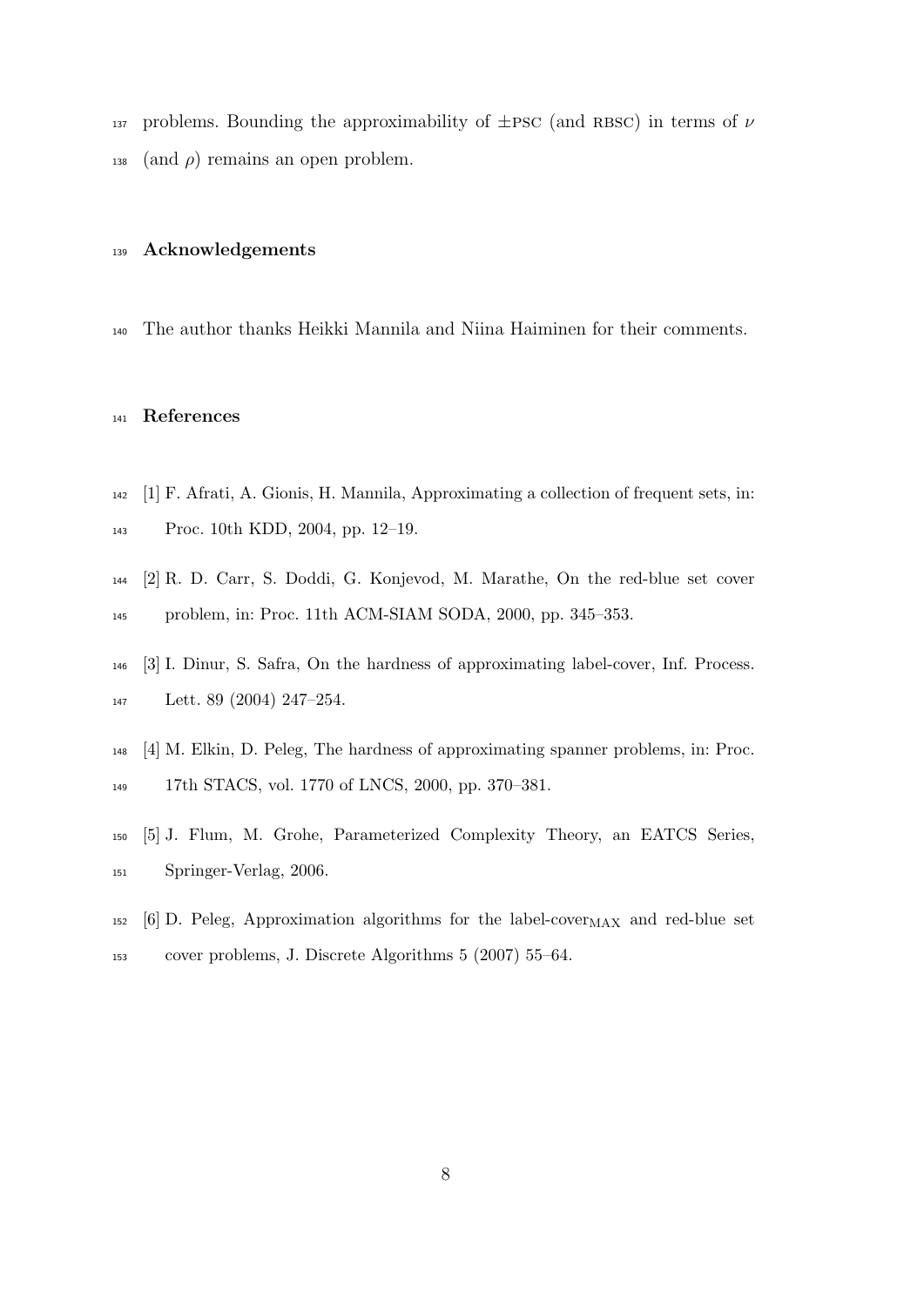problems. Bounding the approximability of ±PSC (and RBSC) in terms of $\nu$ (and $\rho$) remains an open problem.

## Acknowledgements

The author thanks Heikki Mannila and Niina Haiminen for their comments.

## References

[1] F. Afrati, A. Gionis, H. Mannila, Approximating a collection of frequent sets, in: Proc. 10th KDD, 2004, pp. 12–19.

[2] R. D. Carr, S. Doddi, G. Konjevod, M. Marathe, On the red-blue set cover problem, in: Proc. 11th ACM-SIAM SODA, 2000, pp. 345–353.

[3] I. Dinur, S. Safra, On the hardness of approximating label-cover, Inf. Process. Lett. 89 (2004) 247–254.

[4] M. Elkin, D. Peleg, The hardness of approximating spanner problems, in: Proc. 17th STACS, vol. 1770 of LNCS, 2000, pp. 370–381.

[5] J. Flum, M. Grohe, Parameterized Complexity Theory, an EATCS Series, Springer-Verlag, 2006.

[6] D. Peleg, Approximation algorithms for the label-cover$_{\mathrm{MAX}}$ and red-blue set cover problems, J. Discrete Algorithms 5 (2007) 55–64.